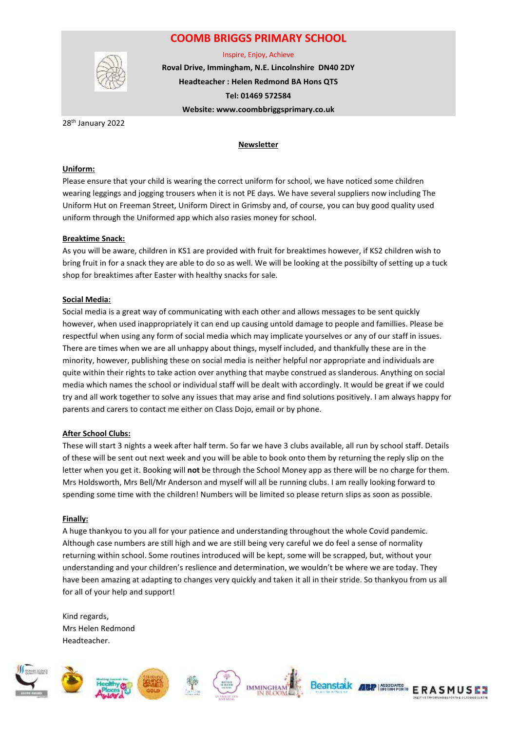# COOMB BRIGGS PRIMARY SCHOOL

Inspire, Enjoy, Achieve

**Roval Drive, Immingham, N.E. Lincolnshire DN40 2DY**

**Headteacher : Helen Redmond BA Hons QTS**

**Tel: 01469 572584**

**Website: www.coombbriggsprimary.co.uk**

28th January 2022

**Newsletter**

**Uniform:**

Please ensure that your child is wearing the correct uniform for school, we have noticed some children wearing leggings and jogging trousers when it is not PE days. We have several suppliers now including The Uniform Hut on Freeman Street, Uniform Direct in Grimsby and, of course, you can buy good quality used uniform through the Uniformed app which also rasies money for school.

**Breaktime Snack:**

As you will be aware, children in KS1 are provided with fruit for breaktimes however, if KS2 children wish to bring fruit in for a snack they are able to do so as well. We will be looking at the possibilty of setting up a tuck shop for breaktimes after Easter with healthy snacks for sale.

**Social Media:**

Social media is a great way of communicating with each other and allows messages to be sent quickly however, when used inappropriately it can end up causing untold damage to people and famillies. Please be respectful when using any form of social media which may implicate yourselves or any of our staff in issues. There are times when we are all unhappy about things, myself included, and thankfully these are in the minority, however, publishing these on social media is neither helpful nor appropriate and individuals are quite within their rights to take action over anything that maybe construed as slanderous. Anything on social media which names the school or individual staff will be dealt with accordingly. It would be great if we could try and all work together to solve any issues that may arise and find solutions positively. I am always happy for parents and carers to contact me either on Class Dojo, email or by phone.

**After School Clubs:**

These will start 3 nights a week after half term. So far we have 3 clubs available, all run by school staff. Details of these will be sent out next week and you will be able to book onto them by returning the reply slip on the letter when you get it. Booking will **not** be through the School Money app as there will be no charge for them. Mrs Holdsworth, Mrs Bell/Mr Anderson and myself will all be running clubs. I am really looking forward to spending some time with the children! Numbers will be limited so please return slips as soon as possible.

**Finally:**

A huge thankyou to you all for your patience and understanding throughout the whole Covid pandemic. Although case numbers are still high and we are still being very careful we do feel a sense of normality returning within school. Some routines introduced will be kept, some will be scrapped, but, without your understanding and your children's reslience and determination, we wouldn't be where we are today. They have been amazing at adapting to changes very quickly and taken it all in their stride. So thankyou from us all for all of your help and support!

Kind regards,
Mrs Helen Redmond
Headteacher.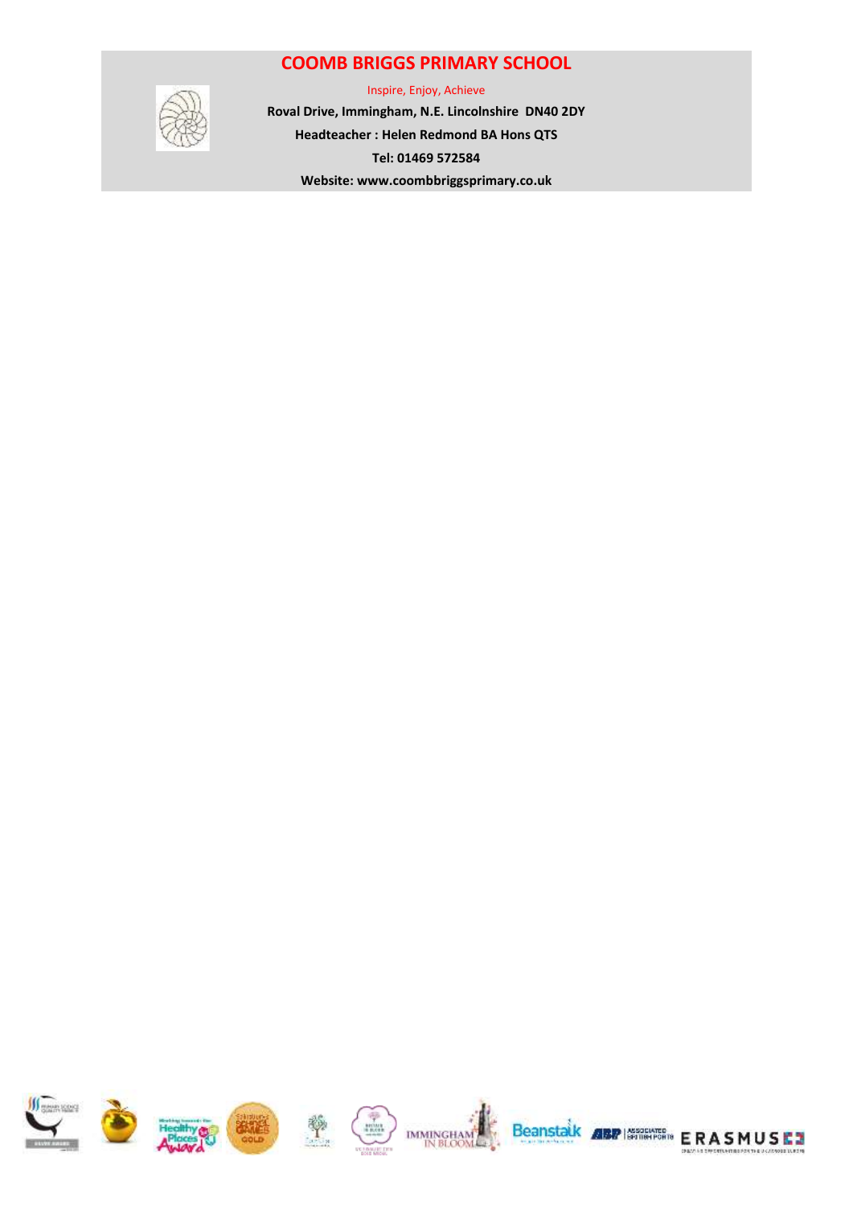# COOMB BRIGGS PRIMARY SCHOOL

Inspire, Enjoy, Achieve

**Roval Drive, Immingham, N.E. Lincolnshire DN40 2DY**

**Headteacher : Helen Redmond BA Hons QTS**

**Tel: 01469 572584**

**Website: www.coombbriggsprimary.co.uk**